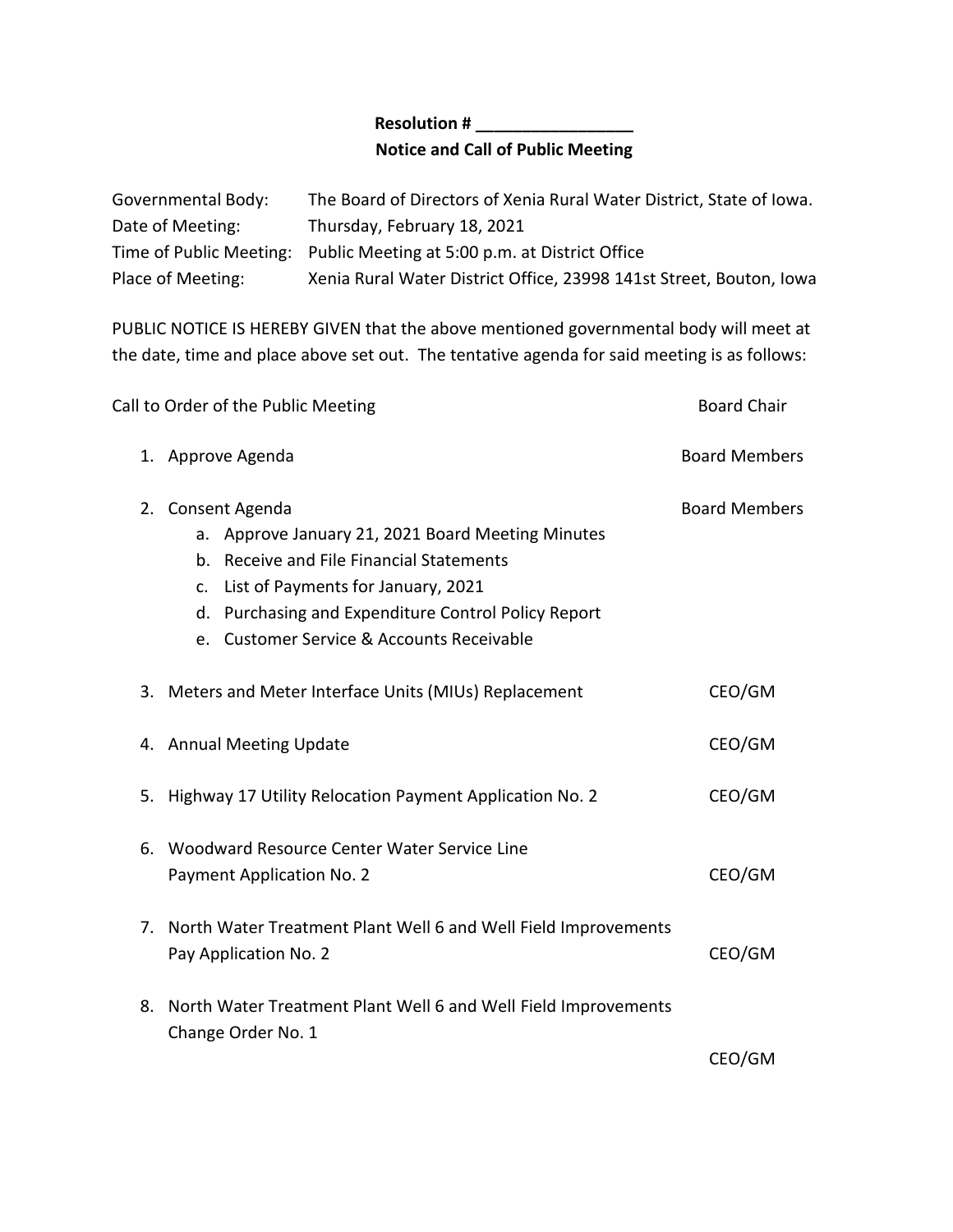**Resolution # _________________**

**Notice and Call of Public Meeting**

| | |
|---|---|
| Governmental Body: | The Board of Directors of Xenia Rural Water District, State of Iowa. |
| Date of Meeting: | Thursday, February 18, 2021 |
| Time of Public Meeting: | Public Meeting at 5:00 p.m. at District Office |
| Place of Meeting: | Xenia Rural Water District Office, 23998 141st Street, Bouton, Iowa |

PUBLIC NOTICE IS HEREBY GIVEN that the above mentioned governmental body will meet at the date, time and place above set out. The tentative agenda for said meeting is as follows:

Call to Order of the Public Meeting — Board Chair

1. Approve Agenda — Board Members
2. Consent Agenda — Board Members
   a. Approve January 21, 2021 Board Meeting Minutes
   b. Receive and File Financial Statements
   c. List of Payments for January, 2021
   d. Purchasing and Expenditure Control Policy Report
   e. Customer Service & Accounts Receivable
3. Meters and Meter Interface Units (MIUs) Replacement — CEO/GM
4. Annual Meeting Update — CEO/GM
5. Highway 17 Utility Relocation Payment Application No. 2 — CEO/GM
6. Woodward Resource Center Water Service Line Payment Application No. 2 — CEO/GM
7. North Water Treatment Plant Well 6 and Well Field Improvements Pay Application No. 2 — CEO/GM
8. North Water Treatment Plant Well 6 and Well Field Improvements Change Order No. 1 — CEO/GM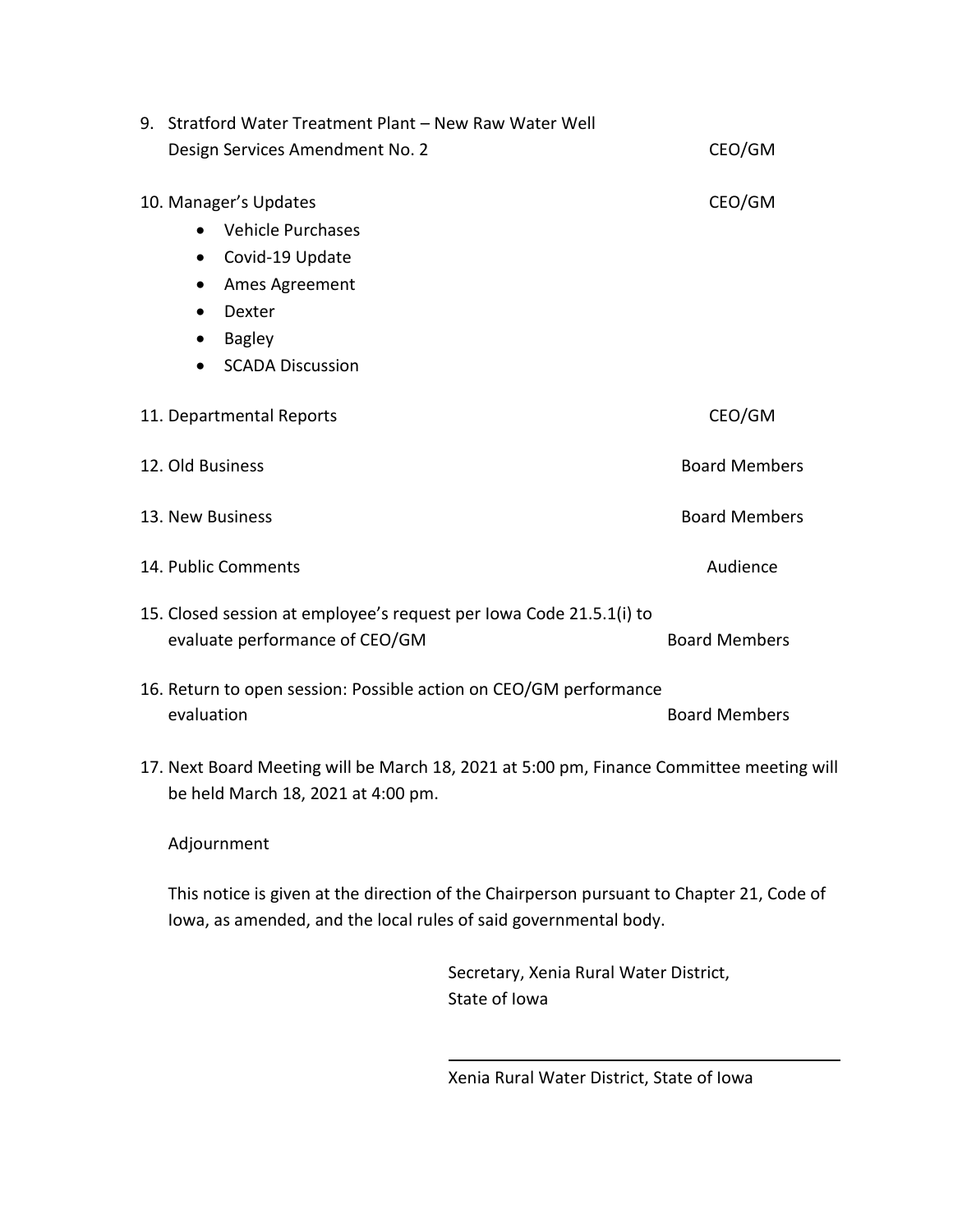9. Stratford Water Treatment Plant – New Raw Water Well Design Services Amendment No. 2 — CEO/GM

10. Manager's Updates — CEO/GM
    - Vehicle Purchases
    - Covid-19 Update
    - Ames Agreement
    - Dexter
    - Bagley
    - SCADA Discussion

11. Departmental Reports — CEO/GM

12. Old Business — Board Members

13. New Business — Board Members

14. Public Comments — Audience

15. Closed session at employee's request per Iowa Code 21.5.1(i) to evaluate performance of CEO/GM — Board Members

16. Return to open session: Possible action on CEO/GM performance evaluation — Board Members

17. Next Board Meeting will be March 18, 2021 at 5:00 pm, Finance Committee meeting will be held March 18, 2021 at 4:00 pm.

Adjournment

This notice is given at the direction of the Chairperson pursuant to Chapter 21, Code of Iowa, as amended, and the local rules of said governmental body.

Secretary, Xenia Rural Water District,
State of Iowa

\_\_\_\_\_\_\_\_\_\_\_\_\_\_\_\_\_\_\_\_\_\_\_\_\_\_\_\_\_\_\_\_\_\_\_\_\_\_\_\_

Xenia Rural Water District, State of Iowa